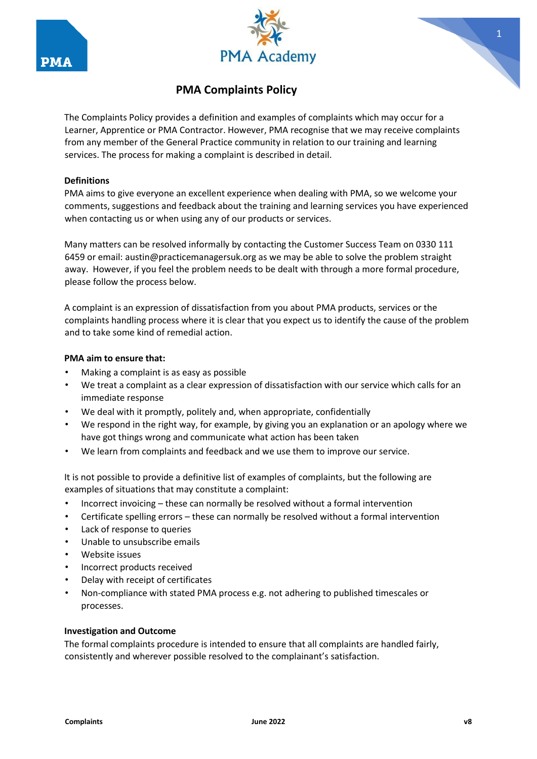# PMA Complaints Policy

The Complaints Policy provides a definition and examples of complaints which may occur for a Learner, Apprentice or PMA Contractor. However, PMA recognise that we may receive complaints from any member of the General Practice community in relation to our training and learning services. The process for making a complaint is described in detail.

**Definitions**

PMA aims to give everyone an excellent experience when dealing with PMA, so we welcome your comments, suggestions and feedback about the training and learning services you have experienced when contacting us or when using any of our products or services.

Many matters can be resolved informally by contacting the Customer Success Team on 0330 111 6459 or email: austin@practicemanagersuk.org as we may be able to solve the problem straight away. However, if you feel the problem needs to be dealt with through a more formal procedure, please follow the process below.

A complaint is an expression of dissatisfaction from you about PMA products, services or the complaints handling process where it is clear that you expect us to identify the cause of the problem and to take some kind of remedial action.

**PMA aim to ensure that:**

- Making a complaint is as easy as possible
- We treat a complaint as a clear expression of dissatisfaction with our service which calls for an immediate response
- We deal with it promptly, politely and, when appropriate, confidentially
- We respond in the right way, for example, by giving you an explanation or an apology where we have got things wrong and communicate what action has been taken
- We learn from complaints and feedback and we use them to improve our service.

It is not possible to provide a definitive list of examples of complaints, but the following are examples of situations that may constitute a complaint:

- Incorrect invoicing – these can normally be resolved without a formal intervention
- Certificate spelling errors – these can normally be resolved without a formal intervention
- Lack of response to queries
- Unable to unsubscribe emails
- Website issues
- Incorrect products received
- Delay with receipt of certificates
- Non-compliance with stated PMA process e.g. not adhering to published timescales or processes.

**Investigation and Outcome**

The formal complaints procedure is intended to ensure that all complaints are handled fairly, consistently and wherever possible resolved to the complainant's satisfaction.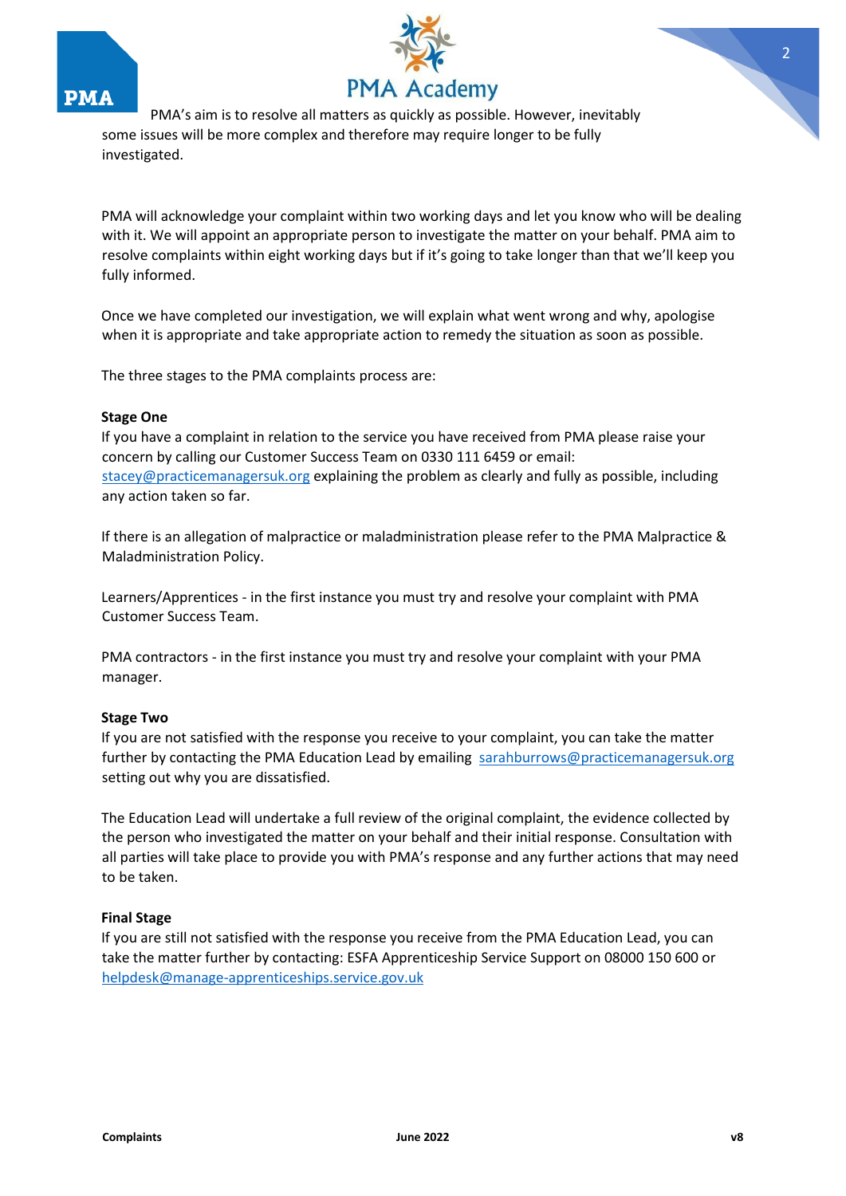PMA's aim is to resolve all matters as quickly as possible. However, inevitably some issues will be more complex and therefore may require longer to be fully investigated.

PMA will acknowledge your complaint within two working days and let you know who will be dealing with it. We will appoint an appropriate person to investigate the matter on your behalf. PMA aim to resolve complaints within eight working days but if it's going to take longer than that we'll keep you fully informed.

Once we have completed our investigation, we will explain what went wrong and why, apologise when it is appropriate and take appropriate action to remedy the situation as soon as possible.

The three stages to the PMA complaints process are:

**Stage One**

If you have a complaint in relation to the service you have received from PMA please raise your concern by calling our Customer Success Team on 0330 111 6459 or email: stacey@practicemanagersuk.org explaining the problem as clearly and fully as possible, including any action taken so far.

If there is an allegation of malpractice or maladministration please refer to the PMA Malpractice & Maladministration Policy.

Learners/Apprentices - in the first instance you must try and resolve your complaint with PMA Customer Success Team.

PMA contractors - in the first instance you must try and resolve your complaint with your PMA manager.

**Stage Two**

If you are not satisfied with the response you receive to your complaint, you can take the matter further by contacting the PMA Education Lead by emailing sarahburrows@practicemanagersuk.org setting out why you are dissatisfied.

The Education Lead will undertake a full review of the original complaint, the evidence collected by the person who investigated the matter on your behalf and their initial response. Consultation with all parties will take place to provide you with PMA's response and any further actions that may need to be taken.

**Final Stage**

If you are still not satisfied with the response you receive from the PMA Education Lead, you can take the matter further by contacting: ESFA Apprenticeship Service Support on 08000 150 600 or helpdesk@manage-apprenticeships.service.gov.uk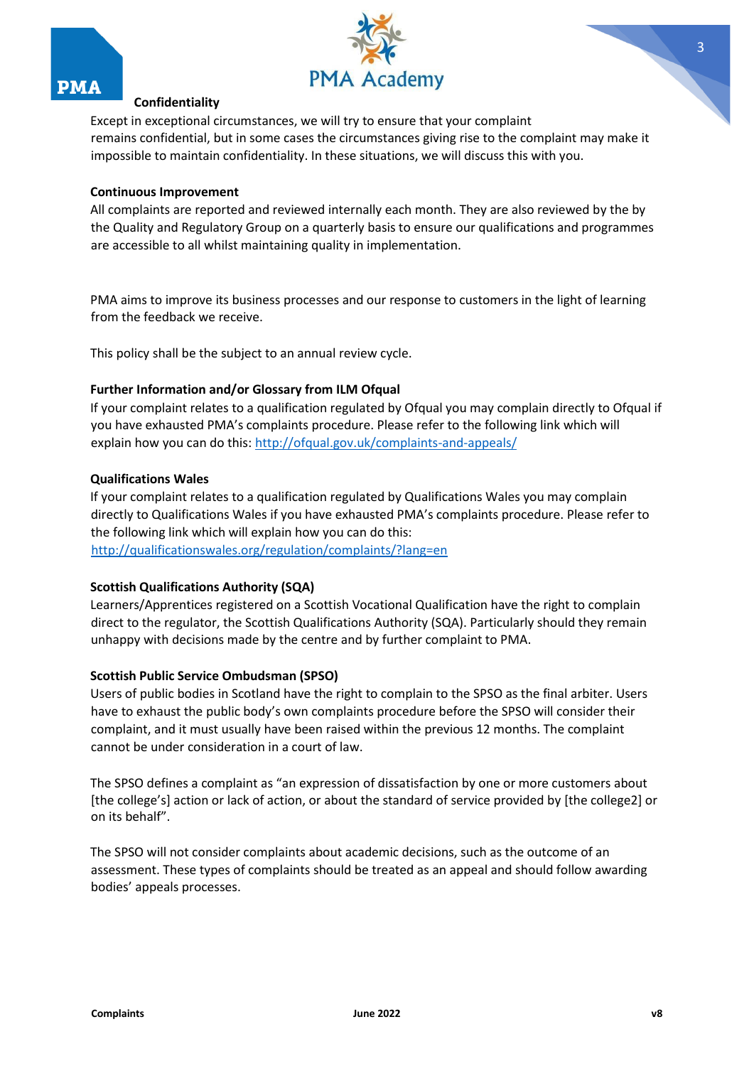### Confidentiality

Except in exceptional circumstances, we will try to ensure that your complaint remains confidential, but in some cases the circumstances giving rise to the complaint may make it impossible to maintain confidentiality. In these situations, we will discuss this with you.

### Continuous Improvement

All complaints are reported and reviewed internally each month. They are also reviewed by the by the Quality and Regulatory Group on a quarterly basis to ensure our qualifications and programmes are accessible to all whilst maintaining quality in implementation.

PMA aims to improve its business processes and our response to customers in the light of learning from the feedback we receive.

This policy shall be the subject to an annual review cycle.

### Further Information and/or Glossary from ILM Ofqual

If your complaint relates to a qualification regulated by Ofqual you may complain directly to Ofqual if you have exhausted PMA's complaints procedure. Please refer to the following link which will explain how you can do this: [http://ofqual.gov.uk/complaints-and-appeals/](http://ofqual.gov.uk/complaints-and-appeals/)

### Qualifications Wales

If your complaint relates to a qualification regulated by Qualifications Wales you may complain directly to Qualifications Wales if you have exhausted PMA's complaints procedure. Please refer to the following link which will explain how you can do this:
[http://qualificationswales.org/regulation/complaints/?lang=en](http://qualificationswales.org/regulation/complaints/?lang=en)

### Scottish Qualifications Authority (SQA)

Learners/Apprentices registered on a Scottish Vocational Qualification have the right to complain direct to the regulator, the Scottish Qualifications Authority (SQA). Particularly should they remain unhappy with decisions made by the centre and by further complaint to PMA.

### Scottish Public Service Ombudsman (SPSO)

Users of public bodies in Scotland have the right to complain to the SPSO as the final arbiter. Users have to exhaust the public body's own complaints procedure before the SPSO will consider their complaint, and it must usually have been raised within the previous 12 months. The complaint cannot be under consideration in a court of law.

The SPSO defines a complaint as "an expression of dissatisfaction by one or more customers about [the college's] action or lack of action, or about the standard of service provided by [the college2] or on its behalf".

The SPSO will not consider complaints about academic decisions, such as the outcome of an assessment. These types of complaints should be treated as an appeal and should follow awarding bodies' appeals processes.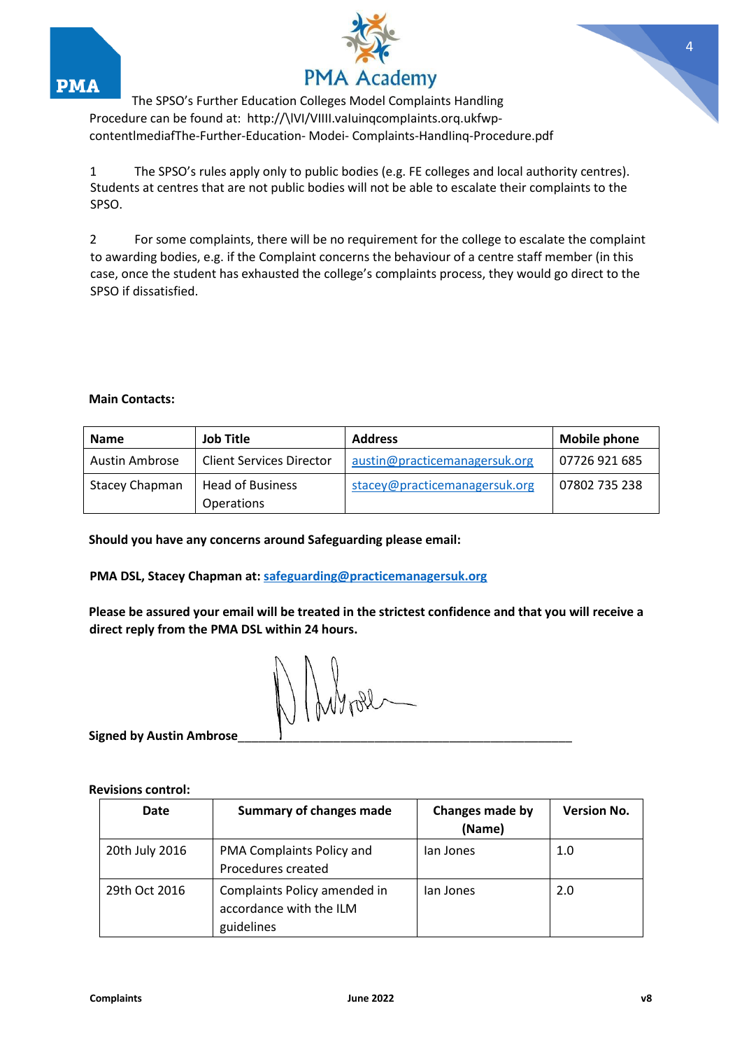The SPSO's Further Education Colleges Model Complaints Handling Procedure can be found at: http://\lVl/VIIII.valuinqcomplaints.orq.ukfwp-contentlmediafThe-Further-Education- Modei- Complaints-Handlinq-Procedure.pdf

1 The SPSO's rules apply only to public bodies (e.g. FE colleges and local authority centres). Students at centres that are not public bodies will not be able to escalate their complaints to the SPSO.

2 For some complaints, there will be no requirement for the college to escalate the complaint to awarding bodies, e.g. if the Complaint concerns the behaviour of a centre staff member (in this case, once the student has exhausted the college's complaints process, they would go direct to the SPSO if dissatisfied.

**Main Contacts:**

| Name | Job Title | Address | Mobile phone |
|---|---|---|---|
| Austin Ambrose | Client Services Director | austin@practicemanagersuk.org | 07726 921 685 |
| Stacey Chapman | Head of Business Operations | stacey@practicemanagersuk.org | 07802 735 238 |

**Should you have any concerns around Safeguarding please email:**

**PMA DSL, Stacey Chapman at: safeguarding@practicemanagersuk.org**

**Please be assured your email will be treated in the strictest confidence and that you will receive a direct reply from the PMA DSL within 24 hours.**

**Signed by Austin Ambrose**______________________________

**Revisions control:**

| Date | Summary of changes made | Changes made by (Name) | Version No. |
|---|---|---|---|
| 20th July 2016 | PMA Complaints Policy and Procedures created | Ian Jones | 1.0 |
| 29th Oct 2016 | Complaints Policy amended in accordance with the ILM guidelines | Ian Jones | 2.0 |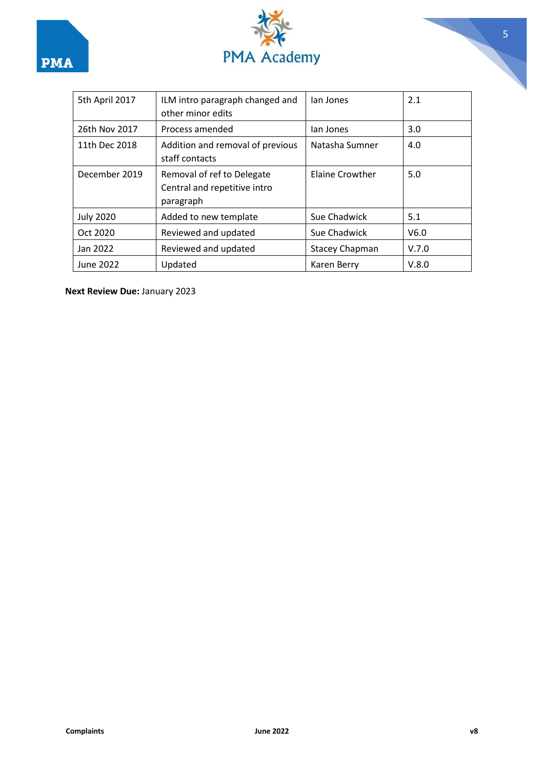| | | | |
|---|---|---|---|
| 5th April 2017 | ILM intro paragraph changed and other minor edits | Ian Jones | 2.1 |
| 26th Nov 2017 | Process amended | Ian Jones | 3.0 |
| 11th Dec 2018 | Addition and removal of previous staff contacts | Natasha Sumner | 4.0 |
| December 2019 | Removal of ref to Delegate Central and repetitive intro paragraph | Elaine Crowther | 5.0 |
| July 2020 | Added to new template | Sue Chadwick | 5.1 |
| Oct 2020 | Reviewed and updated | Sue Chadwick | V6.0 |
| Jan 2022 | Reviewed and updated | Stacey Chapman | V.7.0 |
| June 2022 | Updated | Karen Berry | V.8.0 |

**Next Review Due:** January 2023